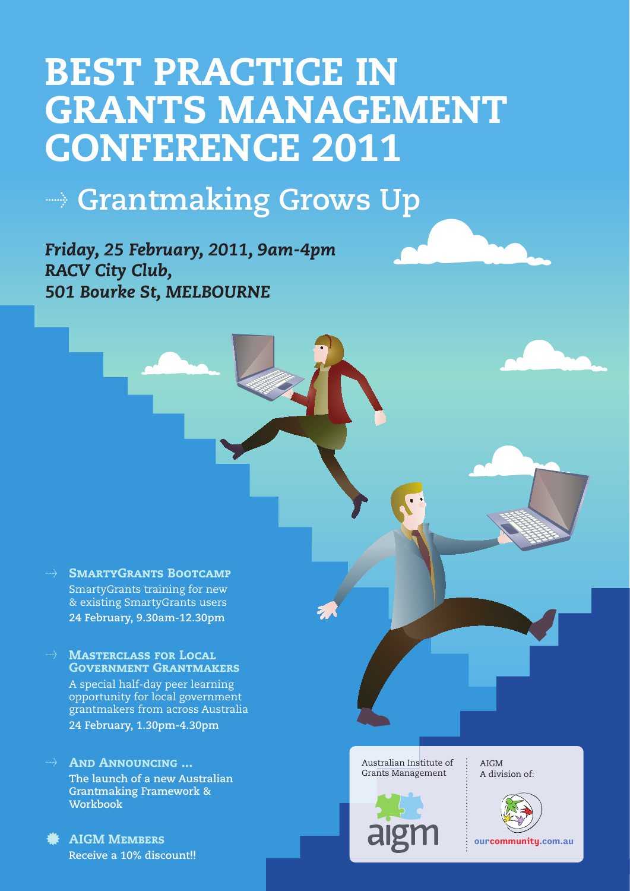# BEST PRACTICE IN GRANTS MANAGEMENT CONFERENCE 2011

## Grantmaking Grows Up

***Friday, 25 February, 2011, 9am-4pm***
***RACV City Club,***
***501 Bourke St, MELBOURNE***

### SmartyGrants Bootcamp

SmartyGrants training for new & existing SmartyGrants users

**24 February, 9.30am-12.30pm**

### Masterclass for Local Government Grantmakers

A special half-day peer learning opportunity for local government grantmakers from across Australia

**24 February, 1.30pm-4.30pm**

### And Announcing ...

**The launch of a new Australian Grantmaking Framework & Workbook**

### AIGM Members

**Receive a 10% discount!!**

Australian Institute of Grants Management

aigm

AIGM
A division of:

ourcommunity.com.au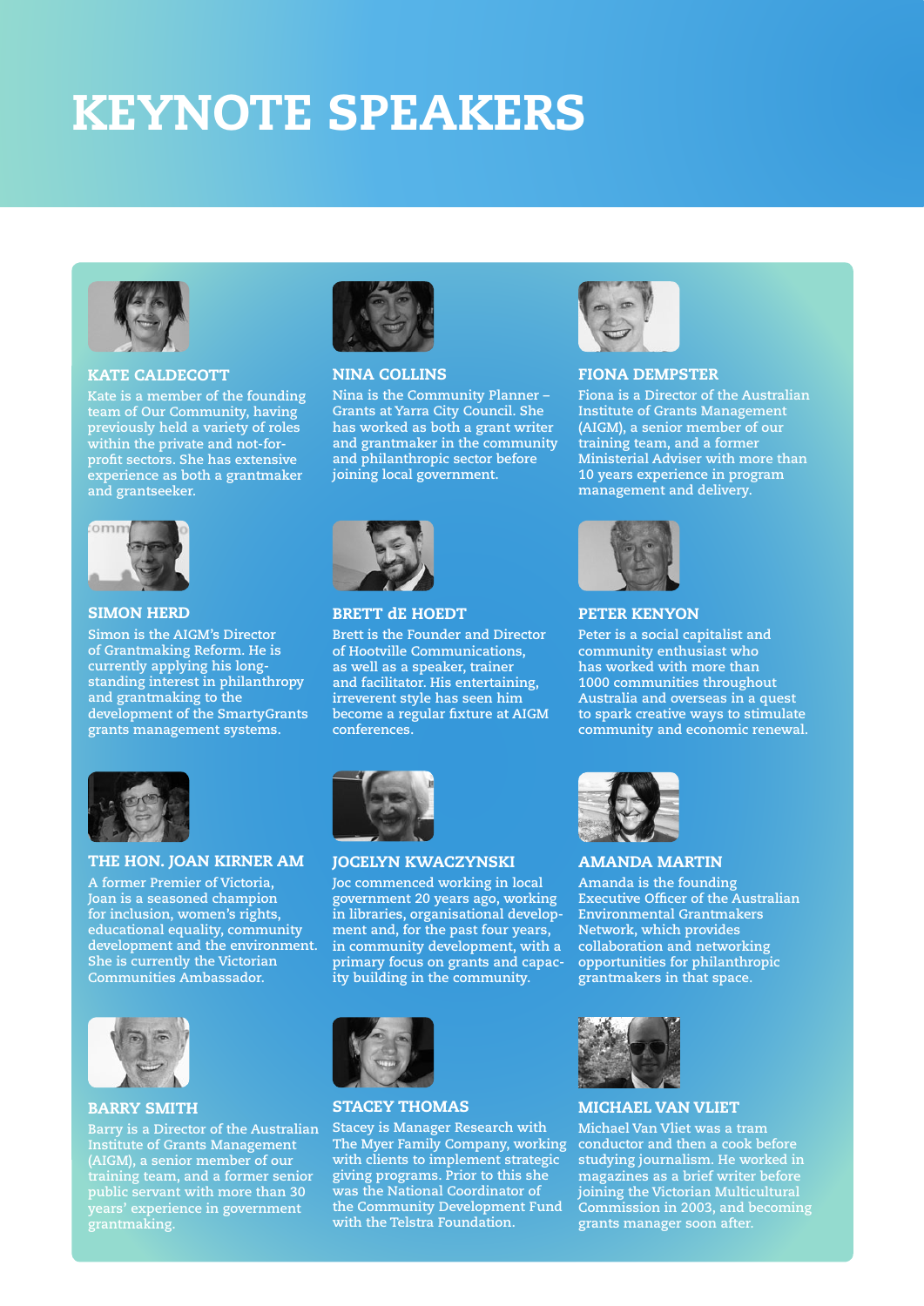# KEYNOTE SPEAKERS

### KATE CALDECOTT

Kate is a member of the founding team of Our Community, having previously held a variety of roles within the private and not-for-profit sectors. She has extensive experience as both a grantmaker and grantseeker.

### NINA COLLINS

Nina is the Community Planner – Grants at Yarra City Council. She has worked as both a grant writer and grantmaker in the community and philanthropic sector before joining local government.

### FIONA DEMPSTER

Fiona is a Director of the Australian Institute of Grants Management (AIGM), a senior member of our training team, and a former Ministerial Adviser with more than 10 years experience in program management and delivery.

### SIMON HERD

Simon is the AIGM's Director of Grantmaking Reform. He is currently applying his long-standing interest in philanthropy and grantmaking to the development of the SmartyGrants grants management systems.

### BRETT dE HOEDT

Brett is the Founder and Director of Hootville Communications, as well as a speaker, trainer and facilitator. His entertaining, irreverent style has seen him become a regular fixture at AIGM conferences.

### PETER KENYON

Peter is a social capitalist and community enthusiast who has worked with more than 1000 communities throughout Australia and overseas in a quest to spark creative ways to stimulate community and economic renewal.

### THE HON. JOAN KIRNER AM

A former Premier of Victoria, Joan is a seasoned champion for inclusion, women's rights, educational equality, community development and the environment. She is currently the Victorian Communities Ambassador.

### JOCELYN KWACZYNSKI

Joc commenced working in local government 20 years ago, working in libraries, organisational development and, for the past four years, in community development, with a primary focus on grants and capacity building in the community.

### AMANDA MARTIN

Amanda is the founding Executive Officer of the Australian Environmental Grantmakers Network, which provides collaboration and networking opportunities for philanthropic grantmakers in that space.

### BARRY SMITH

Barry is a Director of the Australian Institute of Grants Management (AIGM), a senior member of our training team, and a former senior public servant with more than 30 years' experience in government grantmaking.

### STACEY THOMAS

Stacey is Manager Research with The Myer Family Company, working with clients to implement strategic giving programs. Prior to this she was the National Coordinator of the Community Development Fund with the Telstra Foundation.

### MICHAEL VAN VLIET

Michael Van Vliet was a tram conductor and then a cook before studying journalism. He worked in magazines as a brief writer before joining the Victorian Multicultural Commission in 2003, and becoming grants manager soon after.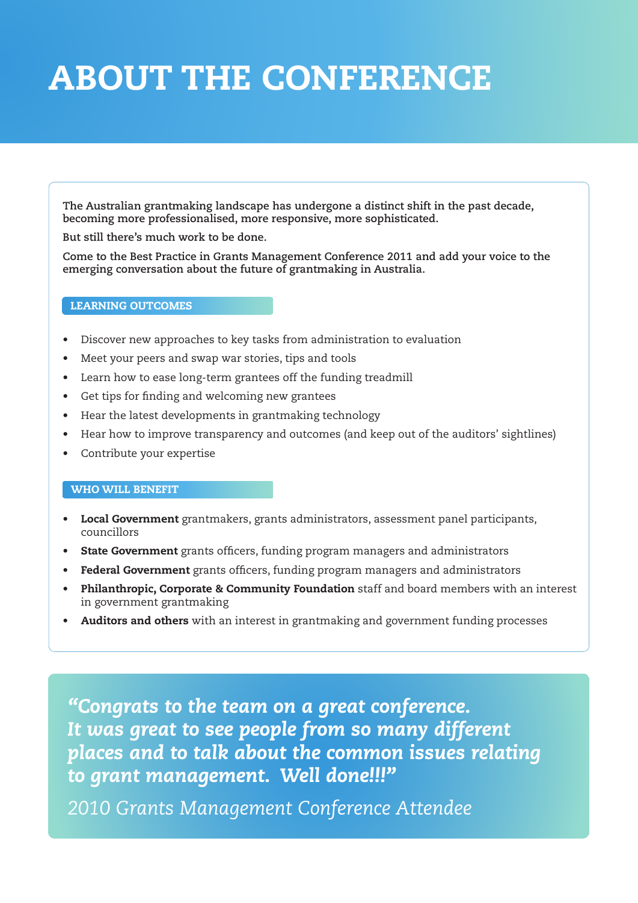# ABOUT THE CONFERENCE

**The Australian grantmaking landscape has undergone a distinct shift in the past decade, becoming more professionalised, more responsive, more sophisticated.**

**But still there's much work to be done.**

**Come to the Best Practice in Grants Management Conference 2011 and add your voice to the emerging conversation about the future of grantmaking in Australia.**

## LEARNING OUTCOMES

- Discover new approaches to key tasks from administration to evaluation
- Meet your peers and swap war stories, tips and tools
- Learn how to ease long-term grantees off the funding treadmill
- Get tips for finding and welcoming new grantees
- Hear the latest developments in grantmaking technology
- Hear how to improve transparency and outcomes (and keep out of the auditors' sightlines)
- Contribute your expertise

## WHO WILL BENEFIT

- **Local Government** grantmakers, grants administrators, assessment panel participants, councillors
- **State Government** grants officers, funding program managers and administrators
- **Federal Government** grants officers, funding program managers and administrators
- **Philanthropic, Corporate & Community Foundation** staff and board members with an interest in government grantmaking
- **Auditors and others** with an interest in grantmaking and government funding processes

***"Congrats to the team on a great conference. It was great to see people from so many different places and to talk about the common issues relating to grant management. Well done!!!"***

*2010 Grants Management Conference Attendee*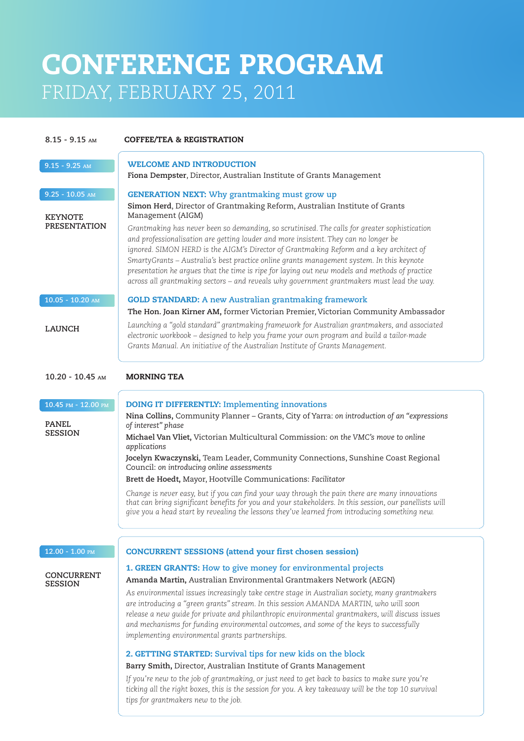# CONFERENCE PROGRAM

## FRIDAY, FEBRUARY 25, 2011

**8.15 - 9.15 AM** — **COFFEE/TEA & REGISTRATION**

**9.15 - 9.25 AM**

### WELCOME AND INTRODUCTION

**Fiona Dempster**, Director, Australian Institute of Grants Management

**9.25 - 10.05 AM**

**KEYNOTE PRESENTATION**

### GENERATION NEXT: Why grantmaking must grow up

**Simon Herd**, Director of Grantmaking Reform, Australian Institute of Grants Management (AIGM)

*Grantmaking has never been so demanding, so scrutinised. The calls for greater sophistication and professionalisation are getting louder and more insistent. They can no longer be ignored. SIMON HERD is the AIGM's Director of Grantmaking Reform and a key architect of SmartyGrants – Australia's best practice online grants management system. In this keynote presentation he argues that the time is ripe for laying out new models and methods of practice across all grantmaking sectors – and reveals why government grantmakers must lead the way.*

**10.05 - 10.20 AM**

**LAUNCH**

### GOLD STANDARD: A new Australian grantmaking framework

**The Hon. Joan Kirner AM,** former Victorian Premier, Victorian Community Ambassador

*Launching a "gold standard" grantmaking framework for Australian grantmakers, and associated electronic workbook – designed to help you frame your own program and build a tailor-made Grants Manual. An initiative of the Australian Institute of Grants Management.*

**10.20 - 10.45 AM** — **MORNING TEA**

**10.45 PM - 12.00 PM**

**PANEL SESSION**

### DOING IT DIFFERENTLY: Implementing innovations

**Nina Collins,** Community Planner – Grants, City of Yarra: *on introduction of an "expressions of interest" phase*

**Michael Van Vliet,** Victorian Multicultural Commission: *on the VMC's move to online applications*

**Jocelyn Kwaczynski,** Team Leader, Community Connections, Sunshine Coast Regional Council: *on introducing online assessments*

**Brett de Hoedt,** Mayor, Hootville Communications: *Facilitator*

*Change is never easy, but if you can find your way through the pain there are many innovations that can bring significant benefits for you and your stakeholders. In this session, our panellists will give you a head start by revealing the lessons they've learned from introducing something new.*

**12.00 - 1.00 PM**

**CONCURRENT SESSION**

### CONCURRENT SESSIONS (attend your first chosen session)

#### 1. GREEN GRANTS: How to give money for environmental projects

**Amanda Martin,** Australian Environmental Grantmakers Network (AEGN)

*As environmental issues increasingly take centre stage in Australian society, many grantmakers are introducing a "green grants" stream. In this session AMANDA MARTIN, who will soon release a new guide for private and philanthropic environmental grantmakers, will discuss issues and mechanisms for funding environmental outcomes, and some of the keys to successfully implementing environmental grants partnerships.*

#### 2. GETTING STARTED: Survival tips for new kids on the block

**Barry Smith,** Director, Australian Institute of Grants Management

*If you're new to the job of grantmaking, or just need to get back to basics to make sure you're ticking all the right boxes, this is the session for you. A key takeaway will be the top 10 survival tips for grantmakers new to the job.*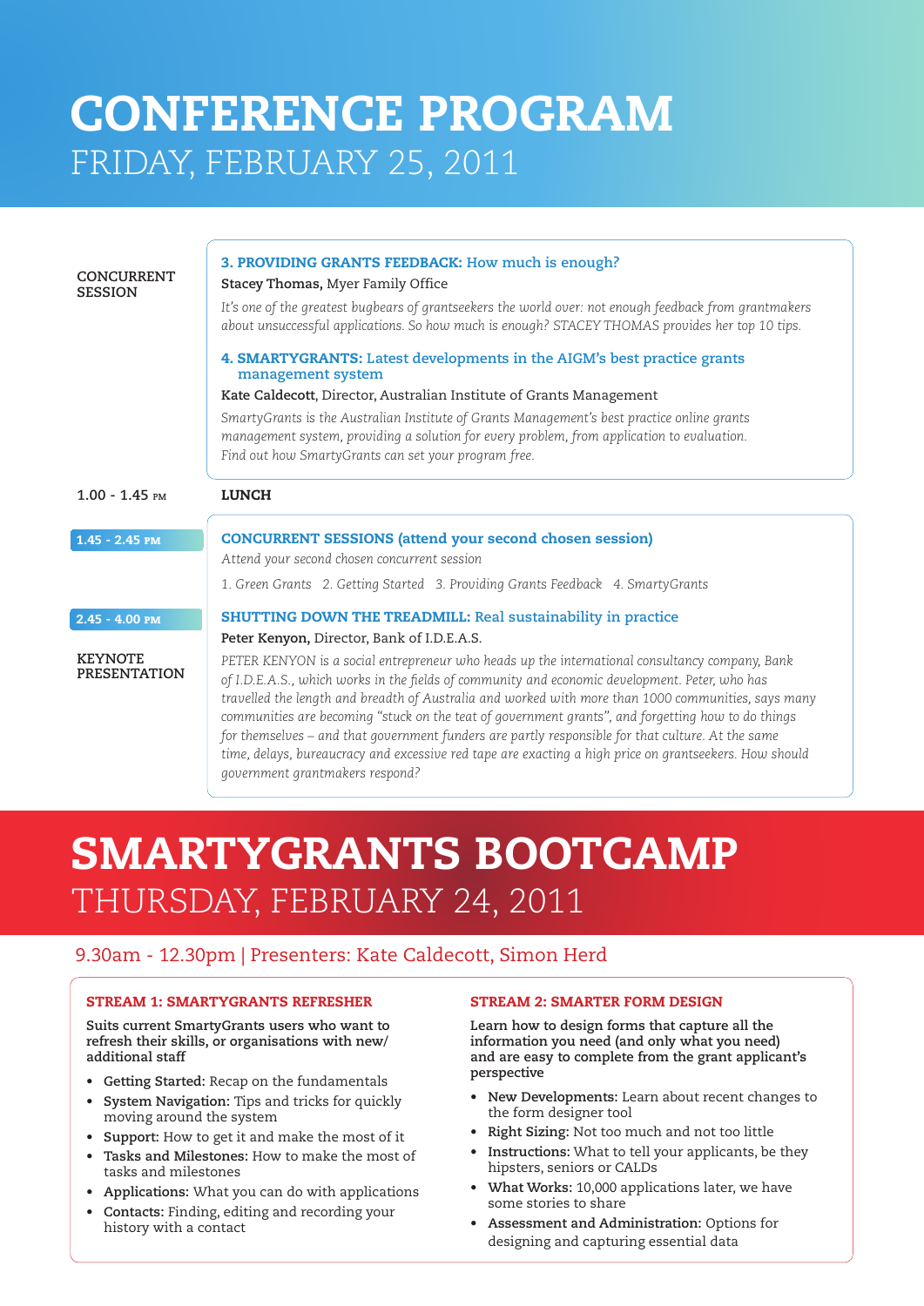# CONFERENCE PROGRAM

## FRIDAY, FEBRUARY 25, 2011

**CONCURRENT SESSION**

**3. PROVIDING GRANTS FEEDBACK:** How much is enough?

**Stacey Thomas,** Myer Family Office

*It's one of the greatest bugbears of grantseekers the world over: not enough feedback from grantmakers about unsuccessful applications. So how much is enough? STACEY THOMAS provides her top 10 tips.*

**4. SMARTYGRANTS:** Latest developments in the AIGM's best practice grants management system

**Kate Caldecott**, Director, Australian Institute of Grants Management

*SmartyGrants is the Australian Institute of Grants Management's best practice online grants management system, providing a solution for every problem, from application to evaluation. Find out how SmartyGrants can set your program free.*

**1.00 - 1.45 PM** — **LUNCH**

**1.45 - 2.45 PM**

**CONCURRENT SESSIONS (attend your second chosen session)**

*Attend your second chosen concurrent session*

*1. Green Grants 2. Getting Started 3. Providing Grants Feedback 4. SmartyGrants*

**2.45 - 4.00 PM**

**KEYNOTE PRESENTATION**

**SHUTTING DOWN THE TREADMILL:** Real sustainability in practice

**Peter Kenyon,** Director, Bank of I.D.E.A.S.

*PETER KENYON is a social entrepreneur who heads up the international consultancy company, Bank of I.D.E.A.S., which works in the fields of community and economic development. Peter, who has travelled the length and breadth of Australia and worked with more than 1000 communities, says many communities are becoming "stuck on the teat of government grants", and forgetting how to do things for themselves – and that government funders are partly responsible for that culture. At the same time, delays, bureaucracy and excessive red tape are exacting a high price on grantseekers. How should government grantmakers respond?*

# SMARTYGRANTS BOOTCAMP

## THURSDAY, FEBRUARY 24, 2011

9.30am - 12.30pm | Presenters: Kate Caldecott, Simon Herd

### STREAM 1: SMARTYGRANTS REFRESHER

**Suits current SmartyGrants users who want to refresh their skills, or organisations with new/ additional staff**

- **Getting Started:** Recap on the fundamentals
- **System Navigation:** Tips and tricks for quickly moving around the system
- **Support:** How to get it and make the most of it
- **Tasks and Milestones:** How to make the most of tasks and milestones
- **Applications:** What you can do with applications
- **Contacts:** Finding, editing and recording your history with a contact

### STREAM 2: SMARTER FORM DESIGN

**Learn how to design forms that capture all the information you need (and only what you need) and are easy to complete from the grant applicant's perspective**

- **New Developments:** Learn about recent changes to the form designer tool
- **Right Sizing:** Not too much and not too little
- **Instructions:** What to tell your applicants, be they hipsters, seniors or CALDs
- **What Works:** 10,000 applications later, we have some stories to share
- **Assessment and Administration:** Options for designing and capturing essential data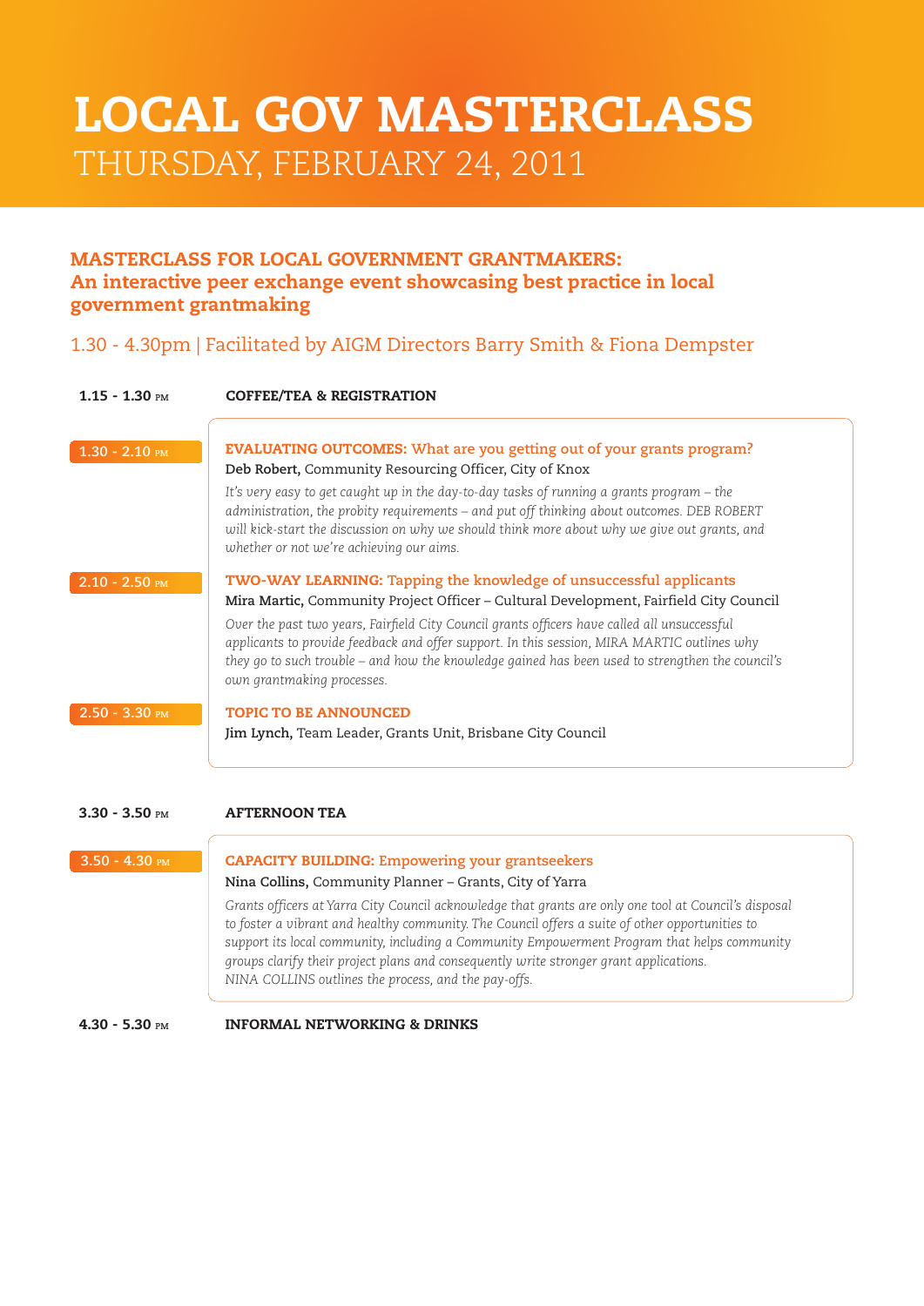# LOCAL GOV MASTERCLASS

## THURSDAY, FEBRUARY 24, 2011

### MASTERCLASS FOR LOCAL GOVERNMENT GRANTMAKERS: An interactive peer exchange event showcasing best practice in local government grantmaking

1.30 - 4.30pm | Facilitated by AIGM Directors Barry Smith & Fiona Dempster

**1.15 - 1.30 PM** — **COFFEE/TEA & REGISTRATION**

**1.30 - 2.10 PM**

**EVALUATING OUTCOMES:** What are you getting out of your grants program?

**Deb Robert,** Community Resourcing Officer, City of Knox

*It's very easy to get caught up in the day-to-day tasks of running a grants program – the administration, the probity requirements – and put off thinking about outcomes. DEB ROBERT will kick-start the discussion on why we should think more about why we give out grants, and whether or not we're achieving our aims.*

**2.10 - 2.50 PM**

**TWO-WAY LEARNING:** Tapping the knowledge of unsuccessful applicants

**Mira Martic,** Community Project Officer – Cultural Development, Fairfield City Council

*Over the past two years, Fairfield City Council grants officers have called all unsuccessful applicants to provide feedback and offer support. In this session, MIRA MARTIC outlines why they go to such trouble – and how the knowledge gained has been used to strengthen the council's own grantmaking processes.*

**2.50 - 3.30 PM**

**TOPIC TO BE ANNOUNCED**

**Jim Lynch,** Team Leader, Grants Unit, Brisbane City Council

**3.30 - 3.50 PM** — **AFTERNOON TEA**

**3.50 - 4.30 PM**

**CAPACITY BUILDING:** Empowering your grantseekers

**Nina Collins,** Community Planner – Grants, City of Yarra

*Grants officers at Yarra City Council acknowledge that grants are only one tool at Council's disposal to foster a vibrant and healthy community. The Council offers a suite of other opportunities to support its local community, including a Community Empowerment Program that helps community groups clarify their project plans and consequently write stronger grant applications. NINA COLLINS outlines the process, and the pay-offs.*

**4.30 - 5.30 PM** — **INFORMAL NETWORKING & DRINKS**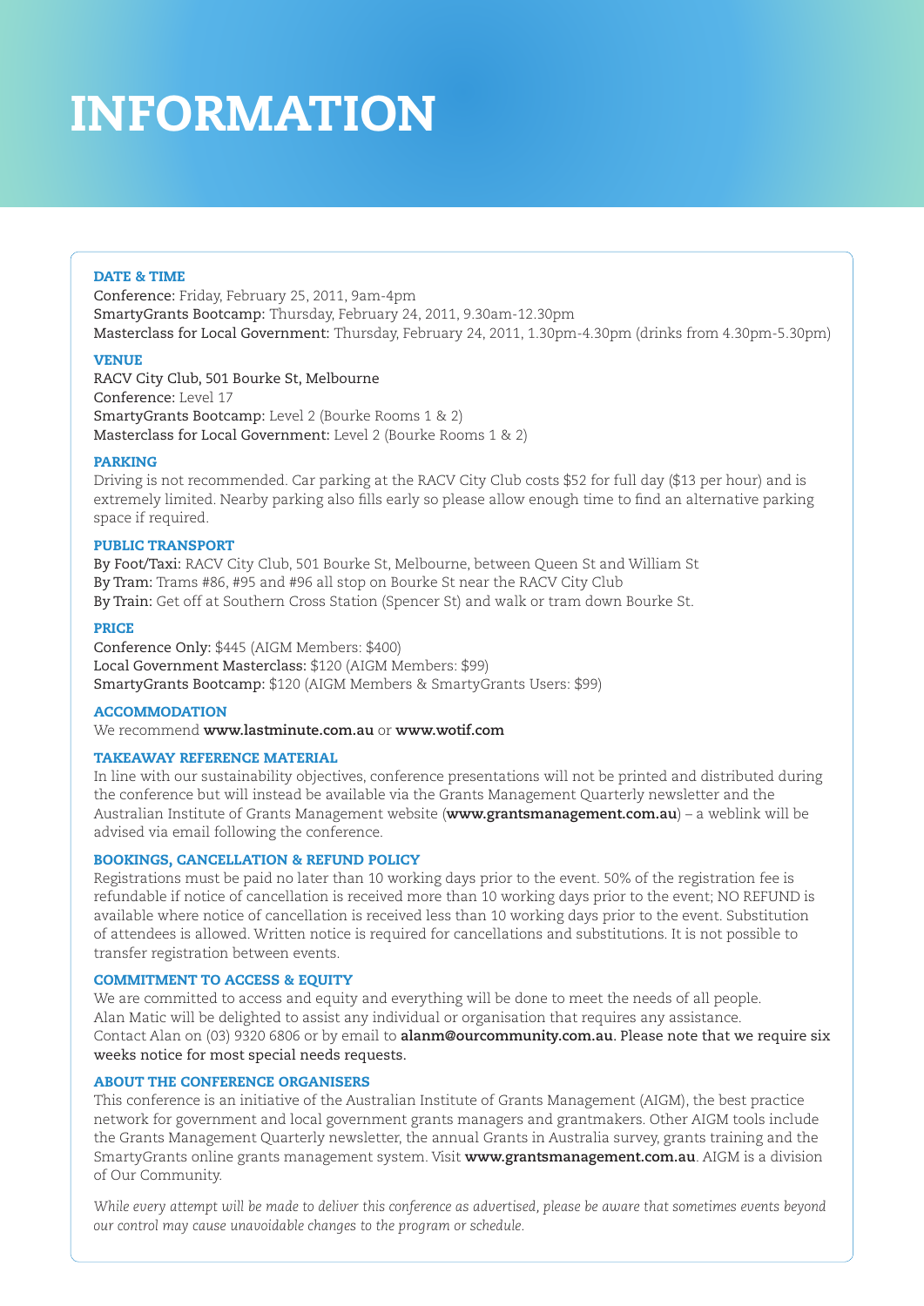# INFORMATION

## DATE & TIME

**Conference:** Friday, February 25, 2011, 9am-4pm
**SmartyGrants Bootcamp:** Thursday, February 24, 2011, 9.30am-12.30pm
**Masterclass for Local Government:** Thursday, February 24, 2011, 1.30pm-4.30pm (drinks from 4.30pm-5.30pm)

## VENUE

**RACV City Club, 501 Bourke St, Melbourne**
**Conference:** Level 17
**SmartyGrants Bootcamp:** Level 2 (Bourke Rooms 1 & 2)
**Masterclass for Local Government:** Level 2 (Bourke Rooms 1 & 2)

## PARKING

Driving is not recommended. Car parking at the RACV City Club costs $52 for full day ($13 per hour) and is extremely limited. Nearby parking also fills early so please allow enough time to find an alternative parking space if required.

## PUBLIC TRANSPORT

**By Foot/Taxi:** RACV City Club, 501 Bourke St, Melbourne, between Queen St and William St
**By Tram:** Trams #86, #95 and #96 all stop on Bourke St near the RACV City Club
**By Train:** Get off at Southern Cross Station (Spencer St) and walk or tram down Bourke St.

## PRICE

**Conference Only:** $445 (AIGM Members: $400)
**Local Government Masterclass:** $120 (AIGM Members: $99)
**SmartyGrants Bootcamp:** $120 (AIGM Members & SmartyGrants Users: $99)

## ACCOMMODATION

We recommend **www.lastminute.com.au** or **www.wotif.com**

## TAKEAWAY REFERENCE MATERIAL

In line with our sustainability objectives, conference presentations will not be printed and distributed during the conference but will instead be available via the Grants Management Quarterly newsletter and the Australian Institute of Grants Management website (**www.grantsmanagement.com.au**) – a weblink will be advised via email following the conference.

## BOOKINGS, CANCELLATION & REFUND POLICY

Registrations must be paid no later than 10 working days prior to the event. 50% of the registration fee is refundable if notice of cancellation is received more than 10 working days prior to the event; NO REFUND is available where notice of cancellation is received less than 10 working days prior to the event. Substitution of attendees is allowed. Written notice is required for cancellations and substitutions. It is not possible to transfer registration between events.

## COMMITMENT TO ACCESS & EQUITY

We are committed to access and equity and everything will be done to meet the needs of all people. Alan Matic will be delighted to assist any individual or organisation that requires any assistance. Contact Alan on (03) 9320 6806 or by email to **alanm@ourcommunity.com.au**. **Please note that we require six weeks notice for most special needs requests.**

## ABOUT THE CONFERENCE ORGANISERS

This conference is an initiative of the Australian Institute of Grants Management (AIGM), the best practice network for government and local government grants managers and grantmakers. Other AIGM tools include the Grants Management Quarterly newsletter, the annual Grants in Australia survey, grants training and the SmartyGrants online grants management system. Visit **www.grantsmanagement.com.au**. AIGM is a division of Our Community.

*While every attempt will be made to deliver this conference as advertised, please be aware that sometimes events beyond our control may cause unavoidable changes to the program or schedule.*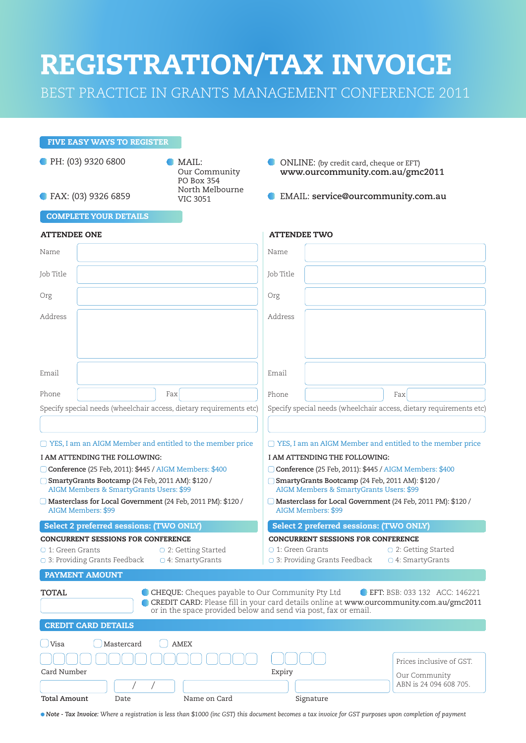# REGISTRATION/TAX INVOICE

BEST PRACTICE IN GRANTS MANAGEMENT CONFERENCE 2011

## FIVE EASY WAYS TO REGISTER

- PH: (03) 9320 6800
- FAX: (03) 9326 6859
- MAIL: Our Community, PO Box 354, North Melbourne VIC 3051
- ONLINE: (by credit card, cheque or EFT) **www.ourcommunity.com.au/gmc2011**
- EMAIL: **service@ourcommunity.com.au**

## COMPLETE YOUR DETAILS

### ATTENDEE ONE

Name

Job Title

Org

Address

Email

Phone / Fax

Specify special needs (wheelchair access, dietary requirements etc)

☐ YES, I am an AIGM Member and entitled to the member price

**I AM ATTENDING THE FOLLOWING:**

- ☐ **Conference** (25 Feb, 2011): $445 / AIGM Members: $400
- ☐ **SmartyGrants Bootcamp** (24 Feb, 2011 AM): $120 / AIGM Members & SmartyGrants Users: $99
- ☐ **Masterclass for Local Government** (24 Feb, 2011 PM): $120 / AIGM Members: $99

**Select 2 preferred sessions: (TWO ONLY)**

**CONCURRENT SESSIONS FOR CONFERENCE**

- ☐ 1: Green Grants
- ☐ 2: Getting Started
- ☐ 3: Providing Grants Feedback
- ☐ 4: SmartyGrants

### ATTENDEE TWO

Name

Job Title

Org

Address

Email

Phone / Fax

Specify special needs (wheelchair access, dietary requirements etc)

☐ YES, I am an AIGM Member and entitled to the member price

**I AM ATTENDING THE FOLLOWING:**

- ☐ **Conference** (25 Feb, 2011): $445 / AIGM Members: $400
- ☐ **SmartyGrants Bootcamp** (24 Feb, 2011 AM): $120 / AIGM Members & SmartyGrants Users: $99
- ☐ **Masterclass for Local Government** (24 Feb, 2011 PM): $120 / AIGM Members: $99

**Select 2 preferred sessions: (TWO ONLY)**

**CONCURRENT SESSIONS FOR CONFERENCE**

- ☐ 1: Green Grants
- ☐ 2: Getting Started
- ☐ 3: Providing Grants Feedback
- ☐ 4: SmartyGrants

## PAYMENT AMOUNT

**TOTAL**

- CHEQUE: Cheques payable to Our Community Pty Ltd
- EFT: BSB: 033 132 ACC: 146221
- CREDIT CARD: Please fill in your card details online at www.ourcommunity.com.au/gmc2011 or in the space provided below and send via post, fax or email.

## CREDIT CARD DETAILS

☐ Visa ☐ Mastercard ☐ AMEX

Card Number

Expiry

Total Amount

Date / /

Name on Card

Signature

Prices inclusive of GST.

Our Community ABN is 24 094 608 705.

**Note - Tax Invoice:** *Where a registration is less than $1000 (inc GST) this document becomes a tax invoice for GST purposes upon completion of payment*